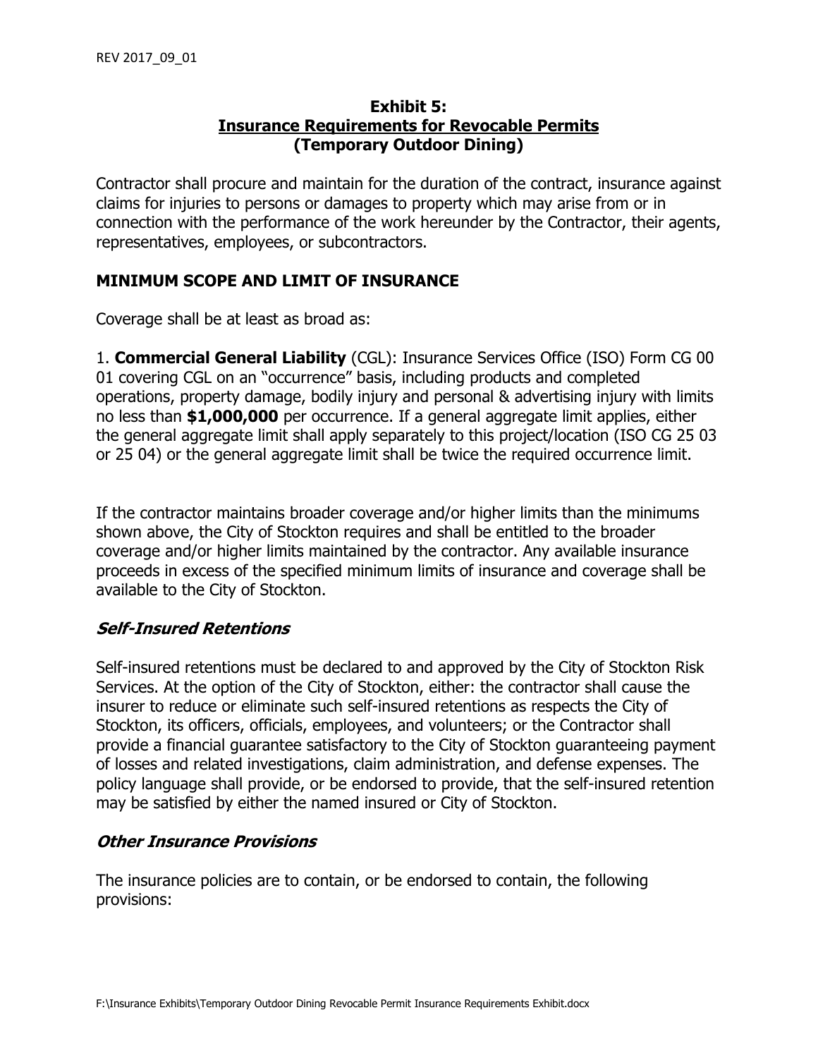# Exhibit 5:
# Insurance Requirements for Revocable Permits
# (Temporary Outdoor Dining)

Contractor shall procure and maintain for the duration of the contract, insurance against claims for injuries to persons or damages to property which may arise from or in connection with the performance of the work hereunder by the Contractor, their agents, representatives, employees, or subcontractors.

## MINIMUM SCOPE AND LIMIT OF INSURANCE

Coverage shall be at least as broad as:

1. **Commercial General Liability** (CGL): Insurance Services Office (ISO) Form CG 00 01 covering CGL on an "occurrence" basis, including products and completed operations, property damage, bodily injury and personal & advertising injury with limits no less than **$1,000,000** per occurrence. If a general aggregate limit applies, either the general aggregate limit shall apply separately to this project/location (ISO CG 25 03 or 25 04) or the general aggregate limit shall be twice the required occurrence limit.

If the contractor maintains broader coverage and/or higher limits than the minimums shown above, the City of Stockton requires and shall be entitled to the broader coverage and/or higher limits maintained by the contractor. Any available insurance proceeds in excess of the specified minimum limits of insurance and coverage shall be available to the City of Stockton.

### *Self-Insured Retentions*

Self-insured retentions must be declared to and approved by the City of Stockton Risk Services. At the option of the City of Stockton, either: the contractor shall cause the insurer to reduce or eliminate such self-insured retentions as respects the City of Stockton, its officers, officials, employees, and volunteers; or the Contractor shall provide a financial guarantee satisfactory to the City of Stockton guaranteeing payment of losses and related investigations, claim administration, and defense expenses. The policy language shall provide, or be endorsed to provide, that the self-insured retention may be satisfied by either the named insured or City of Stockton.

### *Other Insurance Provisions*

The insurance policies are to contain, or be endorsed to contain, the following provisions: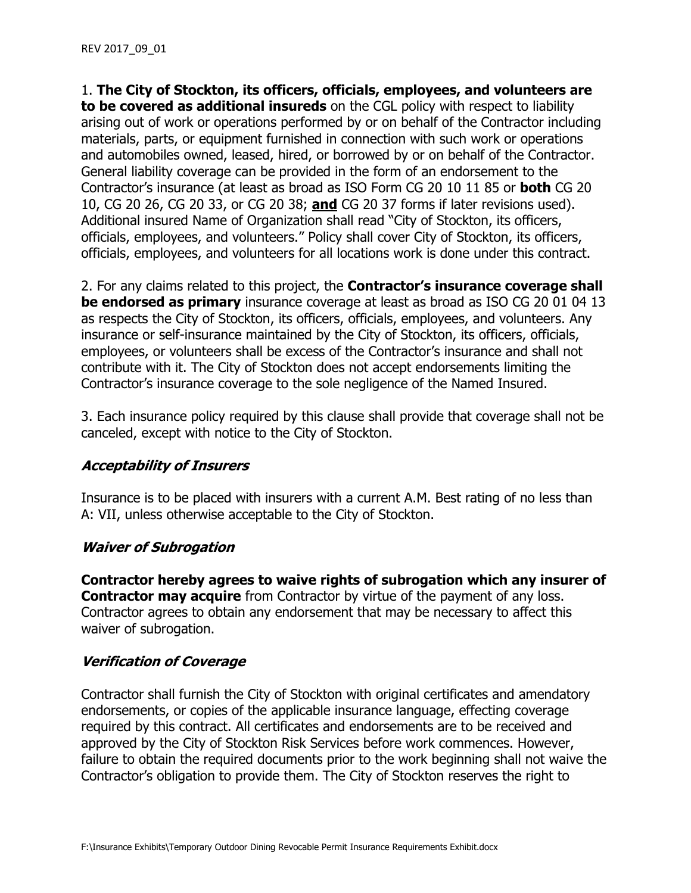1. **The City of Stockton, its officers, officials, employees, and volunteers are to be covered as additional insureds** on the CGL policy with respect to liability arising out of work or operations performed by or on behalf of the Contractor including materials, parts, or equipment furnished in connection with such work or operations and automobiles owned, leased, hired, or borrowed by or on behalf of the Contractor. General liability coverage can be provided in the form of an endorsement to the Contractor's insurance (at least as broad as ISO Form CG 20 10 11 85 or **both** CG 20 10, CG 20 26, CG 20 33, or CG 20 38; **<u>and</u>** CG 20 37 forms if later revisions used). Additional insured Name of Organization shall read "City of Stockton, its officers, officials, employees, and volunteers." Policy shall cover City of Stockton, its officers, officials, employees, and volunteers for all locations work is done under this contract.

2. For any claims related to this project, the **Contractor's insurance coverage shall be endorsed as primary** insurance coverage at least as broad as ISO CG 20 01 04 13 as respects the City of Stockton, its officers, officials, employees, and volunteers. Any insurance or self-insurance maintained by the City of Stockton, its officers, officials, employees, or volunteers shall be excess of the Contractor's insurance and shall not contribute with it. The City of Stockton does not accept endorsements limiting the Contractor's insurance coverage to the sole negligence of the Named Insured.

3. Each insurance policy required by this clause shall provide that coverage shall not be canceled, except with notice to the City of Stockton.

### ***Acceptability of Insurers***

Insurance is to be placed with insurers with a current A.M. Best rating of no less than A: VII, unless otherwise acceptable to the City of Stockton.

### ***Waiver of Subrogation***

**Contractor hereby agrees to waive rights of subrogation which any insurer of Contractor may acquire** from Contractor by virtue of the payment of any loss. Contractor agrees to obtain any endorsement that may be necessary to affect this waiver of subrogation.

### ***Verification of Coverage***

Contractor shall furnish the City of Stockton with original certificates and amendatory endorsements, or copies of the applicable insurance language, effecting coverage required by this contract. All certificates and endorsements are to be received and approved by the City of Stockton Risk Services before work commences. However, failure to obtain the required documents prior to the work beginning shall not waive the Contractor's obligation to provide them. The City of Stockton reserves the right to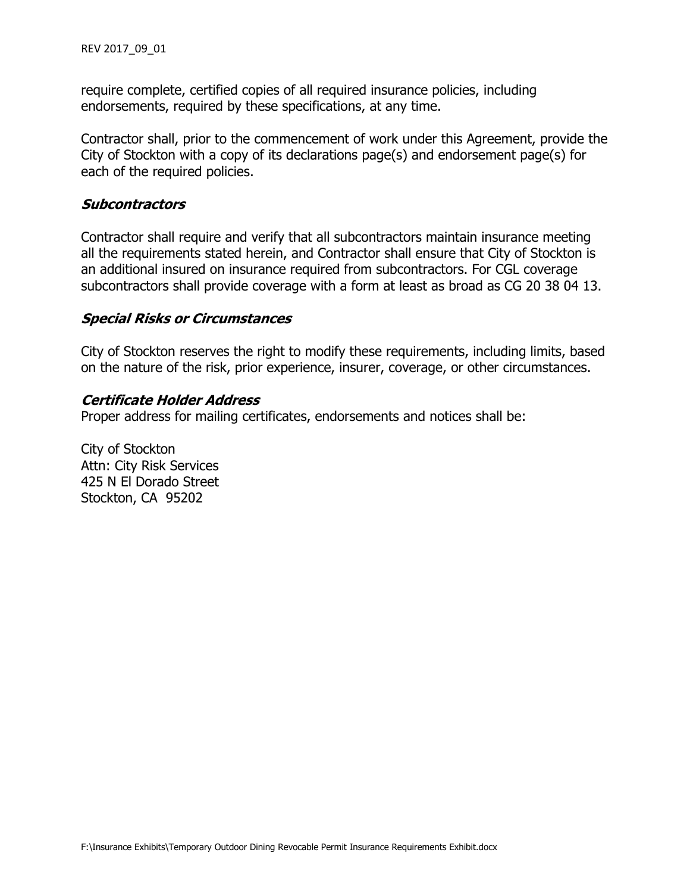require complete, certified copies of all required insurance policies, including endorsements, required by these specifications, at any time.

Contractor shall, prior to the commencement of work under this Agreement, provide the City of Stockton with a copy of its declarations page(s) and endorsement page(s) for each of the required policies.

### ***Subcontractors***

Contractor shall require and verify that all subcontractors maintain insurance meeting all the requirements stated herein, and Contractor shall ensure that City of Stockton is an additional insured on insurance required from subcontractors. For CGL coverage subcontractors shall provide coverage with a form at least as broad as CG 20 38 04 13.

### ***Special Risks or Circumstances***

City of Stockton reserves the right to modify these requirements, including limits, based on the nature of the risk, prior experience, insurer, coverage, or other circumstances.

### ***Certificate Holder Address***

Proper address for mailing certificates, endorsements and notices shall be:

City of Stockton
Attn: City Risk Services
425 N El Dorado Street
Stockton, CA 95202